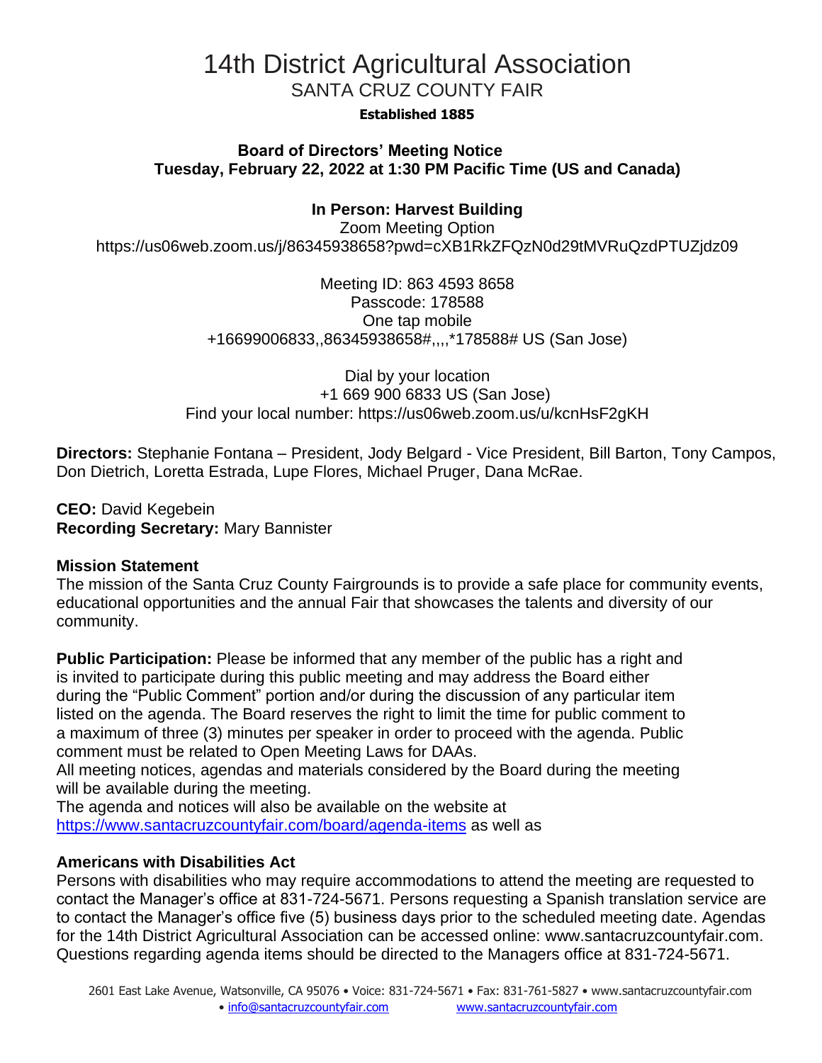# 14th District Agricultural Association

## SANTA CRUZ COUNTY FAIR

**Established 1885**

**Board of Directors' Meeting Notice**
**Tuesday, February 22, 2022 at 1:30 PM Pacific Time (US and Canada)**

**In Person: Harvest Building**

Zoom Meeting Option
https://us06web.zoom.us/j/86345938658?pwd=cXB1RkZFQzN0d29tMVRuQzdPTUZjdz09

Meeting ID: 863 4593 8658
Passcode: 178588
One tap mobile
+16699006833,,86345938658#,,,,*178588# US (San Jose)

Dial by your location
+1 669 900 6833 US (San Jose)
Find your local number: https://us06web.zoom.us/u/kcnHsF2gKH

**Directors:** Stephanie Fontana – President, Jody Belgard - Vice President, Bill Barton, Tony Campos, Don Dietrich, Loretta Estrada, Lupe Flores, Michael Pruger, Dana McRae.

**CEO:** David Kegebein
**Recording Secretary:** Mary Bannister

**Mission Statement**
The mission of the Santa Cruz County Fairgrounds is to provide a safe place for community events, educational opportunities and the annual Fair that showcases the talents and diversity of our community.

**Public Participation:** Please be informed that any member of the public has a right and is invited to participate during this public meeting and may address the Board either during the "Public Comment" portion and/or during the discussion of any particular item listed on the agenda. The Board reserves the right to limit the time for public comment to a maximum of three (3) minutes per speaker in order to proceed with the agenda. Public comment must be related to Open Meeting Laws for DAAs.
All meeting notices, agendas and materials considered by the Board during the meeting will be available during the meeting.
The agenda and notices will also be available on the website at https://www.santacruzcountyfair.com/board/agenda-items as well as

**Americans with Disabilities Act**
Persons with disabilities who may require accommodations to attend the meeting are requested to contact the Manager's office at 831-724-5671. Persons requesting a Spanish translation service are to contact the Manager's office five (5) business days prior to the scheduled meeting date. Agendas for the 14th District Agricultural Association can be accessed online: www.santacruzcountyfair.com. Questions regarding agenda items should be directed to the Managers office at 831-724-5671.

2601 East Lake Avenue, Watsonville, CA 95076 • Voice: 831-724-5671 • Fax: 831-761-5827 • www.santacruzcountyfair.com • info@santacruzcountyfair.com www.santacruzcountyfair.com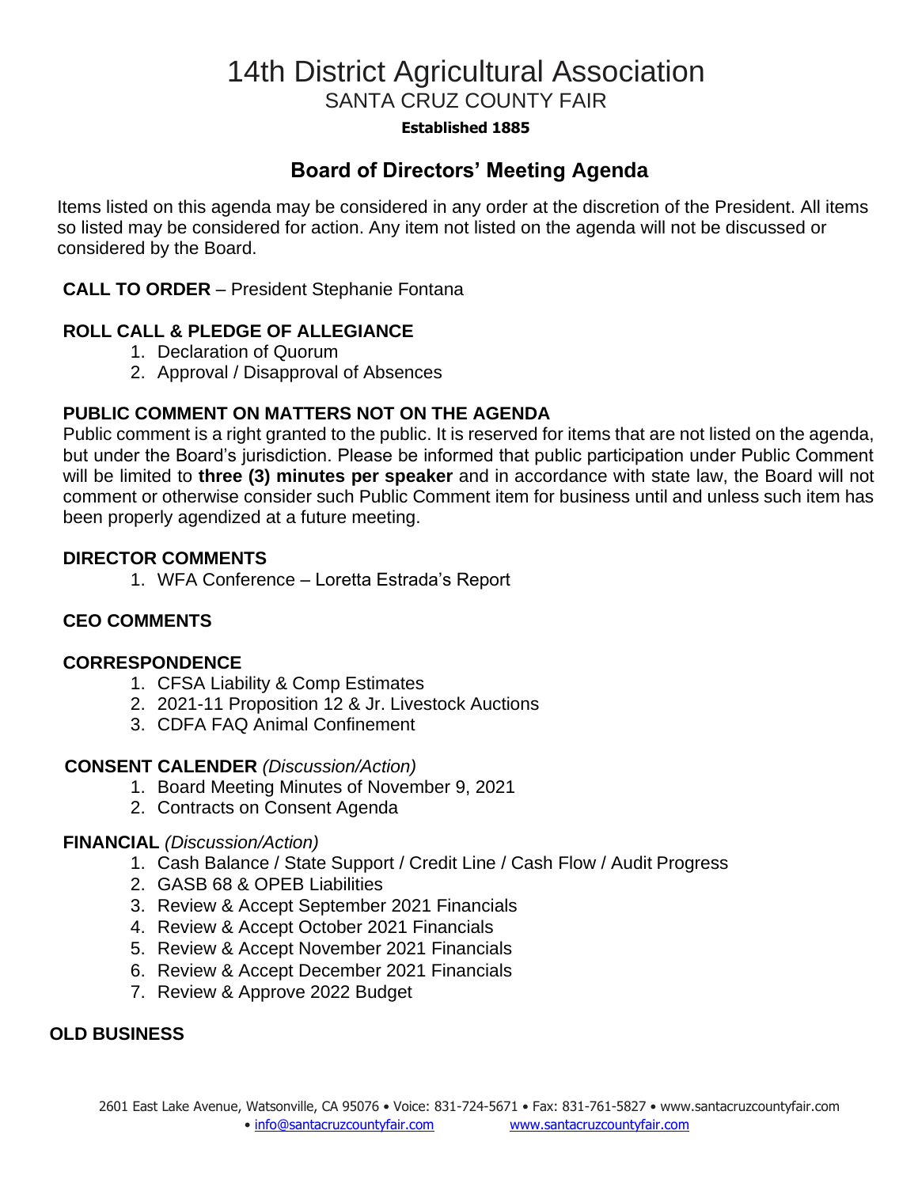# 14th District Agricultural Association

## SANTA CRUZ COUNTY FAIR

**Established 1885**

## Board of Directors' Meeting Agenda

Items listed on this agenda may be considered in any order at the discretion of the President. All items so listed may be considered for action. Any item not listed on the agenda will not be discussed or considered by the Board.

**CALL TO ORDER** – President Stephanie Fontana

**ROLL CALL & PLEDGE OF ALLEGIANCE**

1. Declaration of Quorum
2. Approval / Disapproval of Absences

**PUBLIC COMMENT ON MATTERS NOT ON THE AGENDA**

Public comment is a right granted to the public. It is reserved for items that are not listed on the agenda, but under the Board's jurisdiction. Please be informed that public participation under Public Comment will be limited to **three (3) minutes per speaker** and in accordance with state law, the Board will not comment or otherwise consider such Public Comment item for business until and unless such item has been properly agendized at a future meeting.

**DIRECTOR COMMENTS**

1. WFA Conference – Loretta Estrada's Report

**CEO COMMENTS**

**CORRESPONDENCE**

1. CFSA Liability & Comp Estimates
2. 2021-11 Proposition 12 & Jr. Livestock Auctions
3. CDFA FAQ Animal Confinement

**CONSENT CALENDER** *(Discussion/Action)*

1. Board Meeting Minutes of November 9, 2021
2. Contracts on Consent Agenda

**FINANCIAL** *(Discussion/Action)*

1. Cash Balance / State Support / Credit Line / Cash Flow / Audit Progress
2. GASB 68 & OPEB Liabilities
3. Review & Accept September 2021 Financials
4. Review & Accept October 2021 Financials
5. Review & Accept November 2021 Financials
6. Review & Accept December 2021 Financials
7. Review & Approve 2022 Budget

**OLD BUSINESS**

2601 East Lake Avenue, Watsonville, CA 95076 • Voice: 831-724-5671 • Fax: 831-761-5827 • www.santacruzcountyfair.com • info@santacruzcountyfair.com www.santacruzcountyfair.com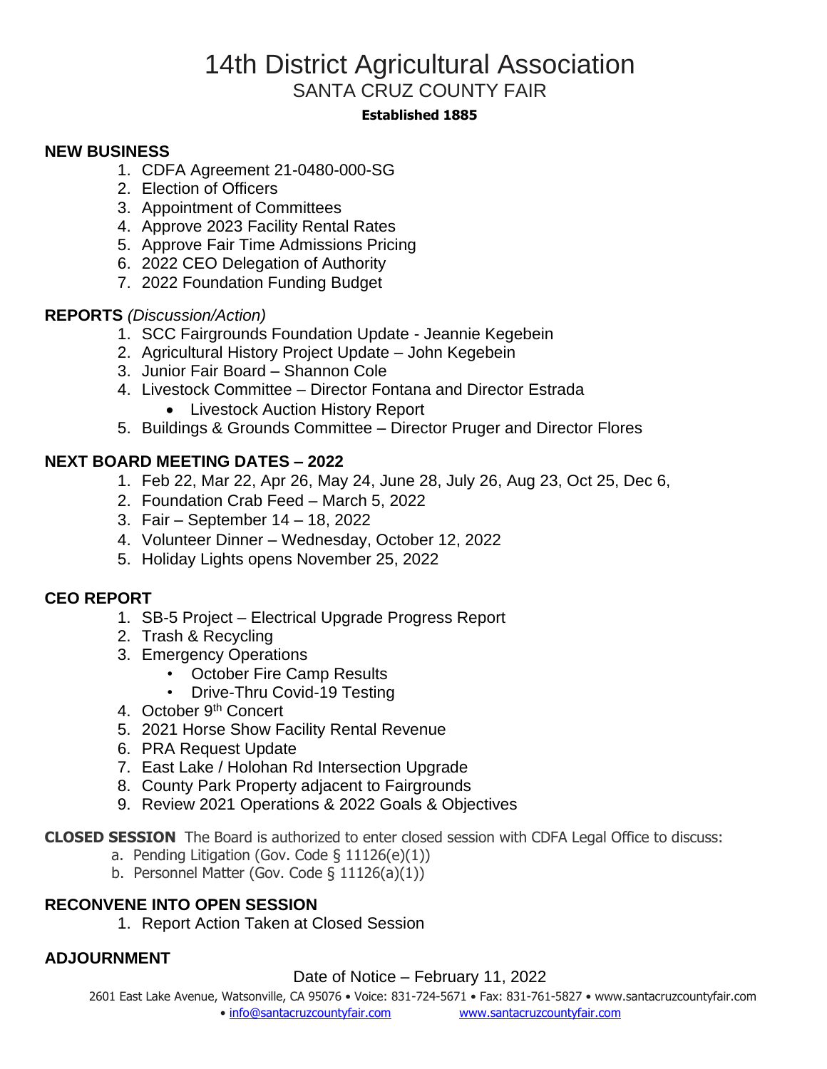# 14th District Agricultural Association

## SANTA CRUZ COUNTY FAIR

**Established 1885**

**NEW BUSINESS**

1. CDFA Agreement 21-0480-000-SG
2. Election of Officers
3. Appointment of Committees
4. Approve 2023 Facility Rental Rates
5. Approve Fair Time Admissions Pricing
6. 2022 CEO Delegation of Authority
7. 2022 Foundation Funding Budget

**REPORTS** *(Discussion/Action)*

1. SCC Fairgrounds Foundation Update - Jeannie Kegebein
2. Agricultural History Project Update – John Kegebein
3. Junior Fair Board – Shannon Cole
4. Livestock Committee – Director Fontana and Director Estrada
   - Livestock Auction History Report
5. Buildings & Grounds Committee – Director Pruger and Director Flores

**NEXT BOARD MEETING DATES – 2022**

1. Feb 22, Mar 22, Apr 26, May 24, June 28, July 26, Aug 23, Oct 25, Dec 6,
2. Foundation Crab Feed – March 5, 2022
3. Fair – September 14 – 18, 2022
4. Volunteer Dinner – Wednesday, October 12, 2022
5. Holiday Lights opens November 25, 2022

**CEO REPORT**

1. SB-5 Project – Electrical Upgrade Progress Report
2. Trash & Recycling
3. Emergency Operations
   - October Fire Camp Results
   - Drive-Thru Covid-19 Testing
4. October 9th Concert
5. 2021 Horse Show Facility Rental Revenue
6. PRA Request Update
7. East Lake / Holohan Rd Intersection Upgrade
8. County Park Property adjacent to Fairgrounds
9. Review 2021 Operations & 2022 Goals & Objectives

**CLOSED SESSION** The Board is authorized to enter closed session with CDFA Legal Office to discuss:

a. Pending Litigation (Gov. Code § 11126(e)(1))
b. Personnel Matter (Gov. Code § 11126(a)(1))

**RECONVENE INTO OPEN SESSION**

1. Report Action Taken at Closed Session

**ADJOURNMENT**

Date of Notice – February 11, 2022

2601 East Lake Avenue, Watsonville, CA 95076 • Voice: 831-724-5671 • Fax: 831-761-5827 • www.santacruzcountyfair.com • info@santacruzcountyfair.com www.santacruzcountyfair.com